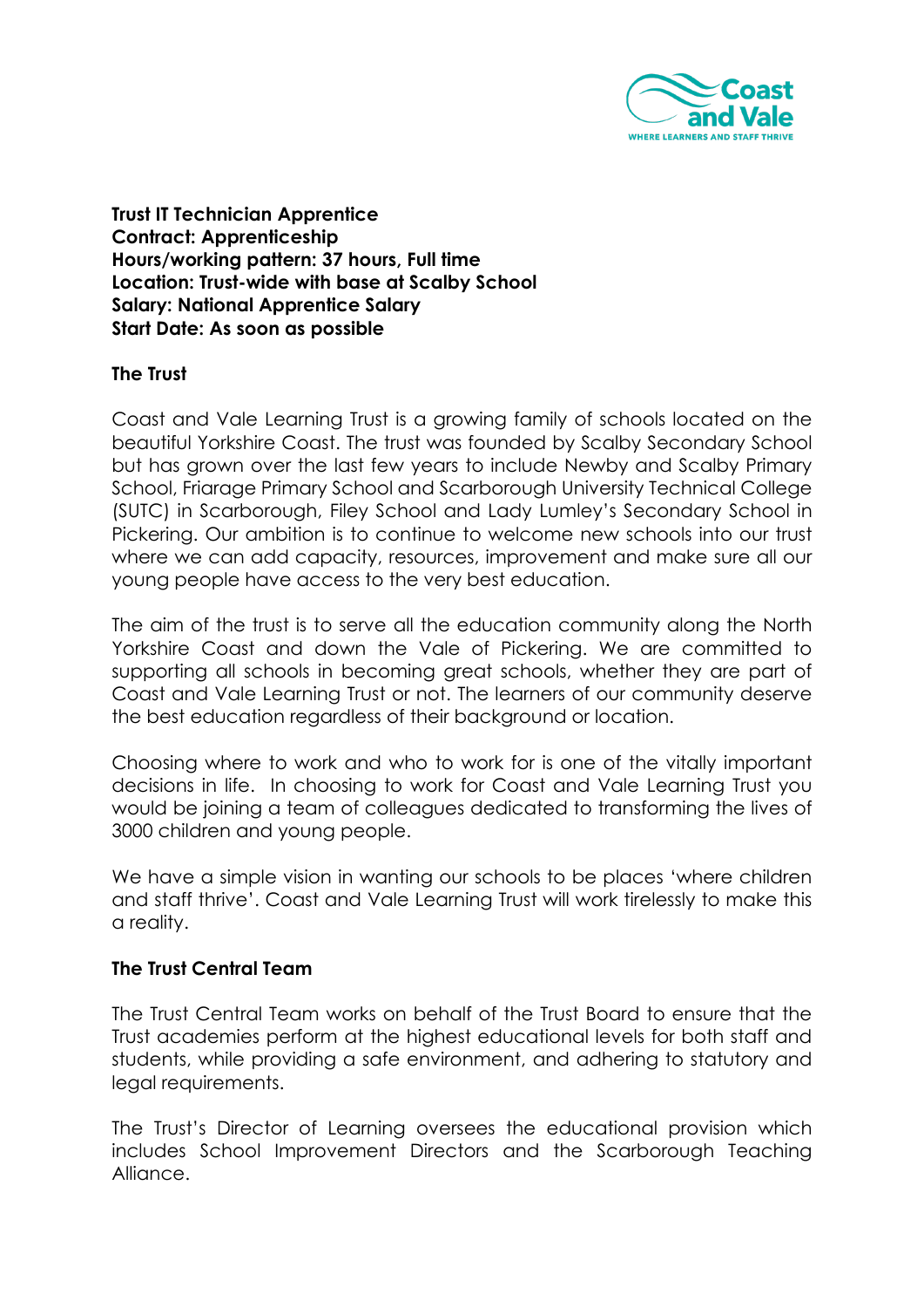**Trust IT Technician Apprentice**
**Contract: Apprenticeship**
**Hours/working pattern: 37 hours, Full time**
**Location: Trust-wide with base at Scalby School**
**Salary: National Apprentice Salary**
**Start Date: As soon as possible**

## The Trust

Coast and Vale Learning Trust is a growing family of schools located on the beautiful Yorkshire Coast. The trust was founded by Scalby Secondary School but has grown over the last few years to include Newby and Scalby Primary School, Friarage Primary School and Scarborough University Technical College (SUTC) in Scarborough, Filey School and Lady Lumley's Secondary School in Pickering. Our ambition is to continue to welcome new schools into our trust where we can add capacity, resources, improvement and make sure all our young people have access to the very best education.

The aim of the trust is to serve all the education community along the North Yorkshire Coast and down the Vale of Pickering. We are committed to supporting all schools in becoming great schools, whether they are part of Coast and Vale Learning Trust or not. The learners of our community deserve the best education regardless of their background or location.

Choosing where to work and who to work for is one of the vitally important decisions in life. In choosing to work for Coast and Vale Learning Trust you would be joining a team of colleagues dedicated to transforming the lives of 3000 children and young people.

We have a simple vision in wanting our schools to be places 'where children and staff thrive'. Coast and Vale Learning Trust will work tirelessly to make this a reality.

## The Trust Central Team

The Trust Central Team works on behalf of the Trust Board to ensure that the Trust academies perform at the highest educational levels for both staff and students, while providing a safe environment, and adhering to statutory and legal requirements.

The Trust's Director of Learning oversees the educational provision which includes School Improvement Directors and the Scarborough Teaching Alliance.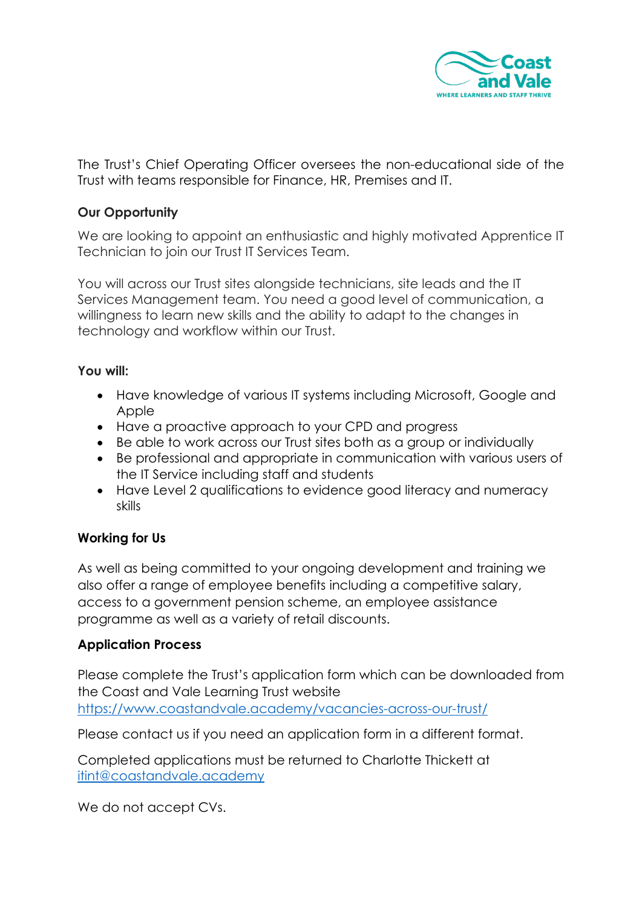The Trust's Chief Operating Officer oversees the non-educational side of the Trust with teams responsible for Finance, HR, Premises and IT.

**Our Opportunity**

We are looking to appoint an enthusiastic and highly motivated Apprentice IT Technician to join our Trust IT Services Team.

You will across our Trust sites alongside technicians, site leads and the IT Services Management team. You need a good level of communication, a willingness to learn new skills and the ability to adapt to the changes in technology and workflow within our Trust.

**You will:**

- Have knowledge of various IT systems including Microsoft, Google and Apple
- Have a proactive approach to your CPD and progress
- Be able to work across our Trust sites both as a group or individually
- Be professional and appropriate in communication with various users of the IT Service including staff and students
- Have Level 2 qualifications to evidence good literacy and numeracy skills

**Working for Us**

As well as being committed to your ongoing development and training we also offer a range of employee benefits including a competitive salary, access to a government pension scheme, an employee assistance programme as well as a variety of retail discounts.

**Application Process**

Please complete the Trust's application form which can be downloaded from the Coast and Vale Learning Trust website https://www.coastandvale.academy/vacancies-across-our-trust/

Please contact us if you need an application form in a different format.

Completed applications must be returned to Charlotte Thickett at itint@coastandvale.academy

We do not accept CVs.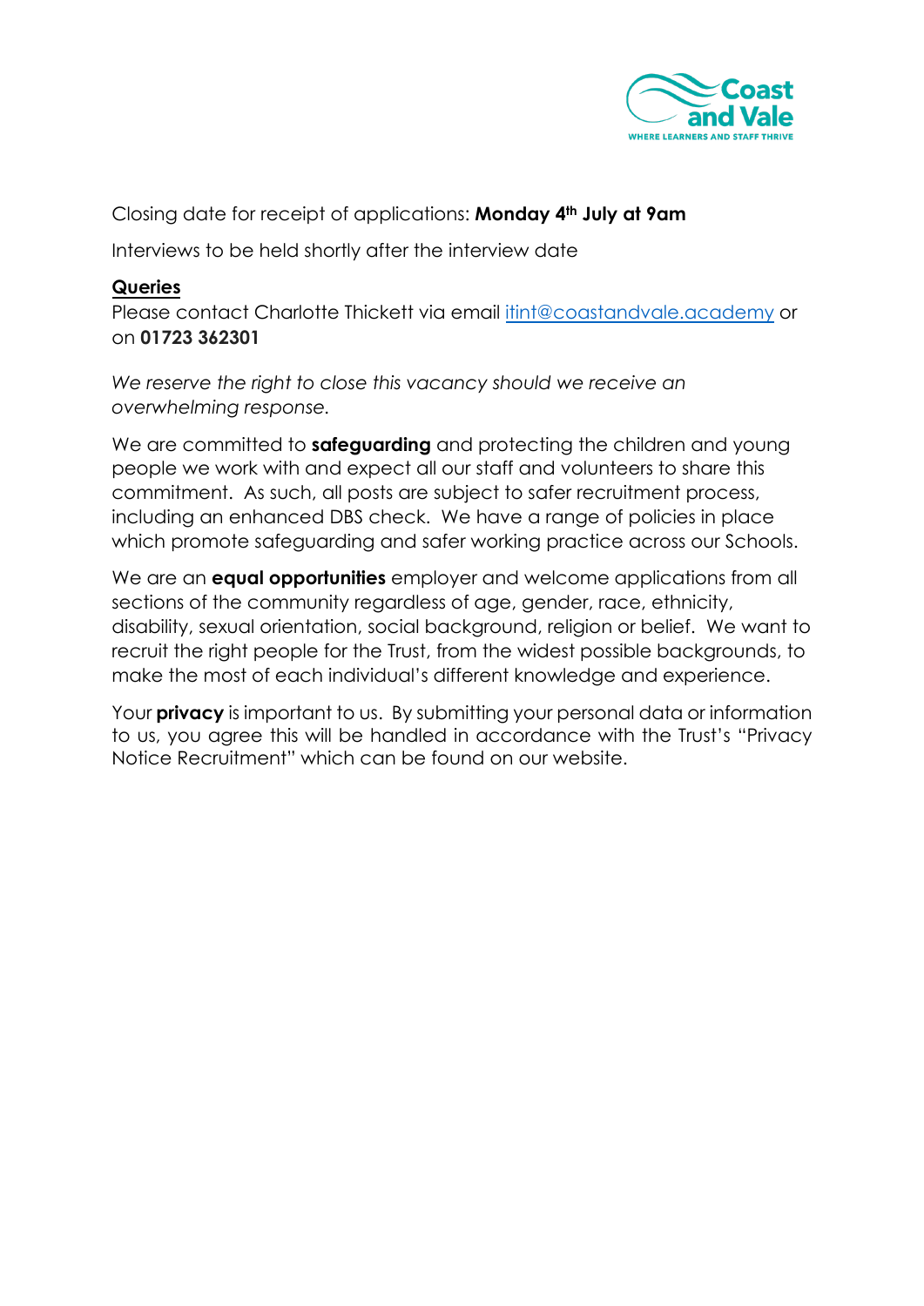Closing date for receipt of applications: **Monday 4th July at 9am**

Interviews to be held shortly after the interview date

**Queries**

Please contact Charlotte Thickett via email itint@coastandvale.academy or on **01723 362301**

*We reserve the right to close this vacancy should we receive an overwhelming response.*

We are committed to **safeguarding** and protecting the children and young people we work with and expect all our staff and volunteers to share this commitment. As such, all posts are subject to safer recruitment process, including an enhanced DBS check. We have a range of policies in place which promote safeguarding and safer working practice across our Schools.

We are an **equal opportunities** employer and welcome applications from all sections of the community regardless of age, gender, race, ethnicity, disability, sexual orientation, social background, religion or belief. We want to recruit the right people for the Trust, from the widest possible backgrounds, to make the most of each individual's different knowledge and experience.

Your **privacy** is important to us. By submitting your personal data or information to us, you agree this will be handled in accordance with the Trust's "Privacy Notice Recruitment" which can be found on our website.